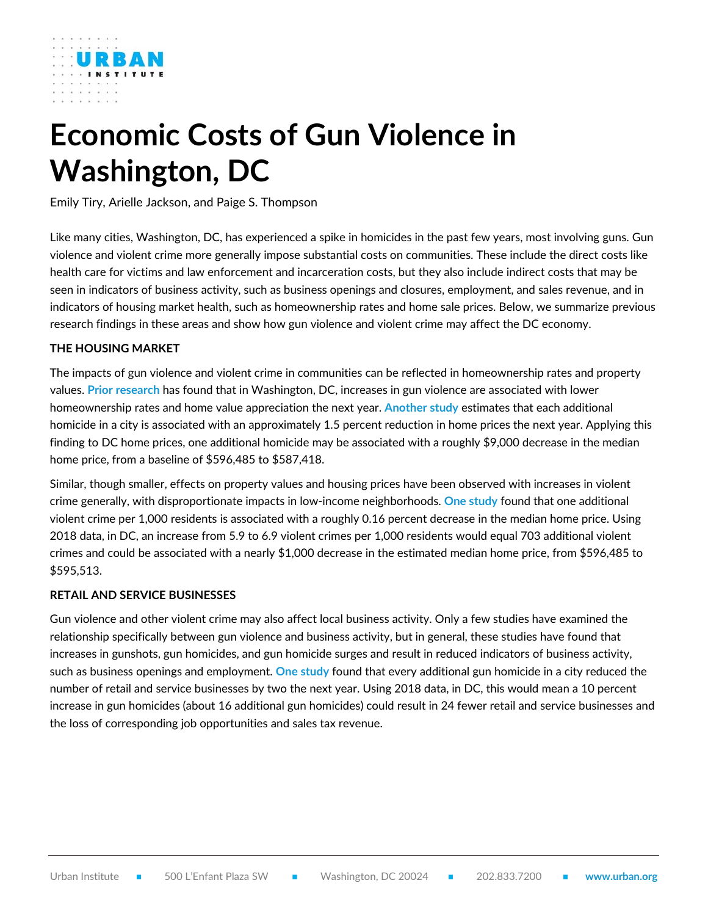# Economic Costs of Gun Violence in Washington, DC

Emily Tiry, Arielle Jackson, and Paige S. Thompson

Like many cities, Washington, DC, has experienced a spike in homicides in the past few years, most involving guns. Gun violence and violent crime more generally impose substantial costs on communities. These include the direct costs like health care for victims and law enforcement and incarceration costs, but they also include indirect costs that may be seen in indicators of business activity, such as business openings and closures, employment, and sales revenue, and in indicators of housing market health, such as homeownership rates and home sale prices. Below, we summarize previous research findings in these areas and show how gun violence and violent crime may affect the DC economy.

**THE HOUSING MARKET**

The impacts of gun violence and violent crime in communities can be reflected in homeownership rates and property values. **Prior research** has found that in Washington, DC, increases in gun violence are associated with lower homeownership rates and home value appreciation the next year. **Another study** estimates that each additional homicide in a city is associated with an approximately 1.5 percent reduction in home prices the next year. Applying this finding to DC home prices, one additional homicide may be associated with a roughly $9,000 decrease in the median home price, from a baseline of $596,485 to $587,418.

Similar, though smaller, effects on property values and housing prices have been observed with increases in violent crime generally, with disproportionate impacts in low-income neighborhoods. **One study** found that one additional violent crime per 1,000 residents is associated with a roughly 0.16 percent decrease in the median home price. Using 2018 data, in DC, an increase from 5.9 to 6.9 violent crimes per 1,000 residents would equal 703 additional violent crimes and could be associated with a nearly $1,000 decrease in the estimated median home price, from $596,485 to $595,513.

**RETAIL AND SERVICE BUSINESSES**

Gun violence and other violent crime may also affect local business activity. Only a few studies have examined the relationship specifically between gun violence and business activity, but in general, these studies have found that increases in gunshots, gun homicides, and gun homicide surges and result in reduced indicators of business activity, such as business openings and employment. **One study** found that every additional gun homicide in a city reduced the number of retail and service businesses by two the next year. Using 2018 data, in DC, this would mean a 10 percent increase in gun homicides (about 16 additional gun homicides) could result in 24 fewer retail and service businesses and the loss of corresponding job opportunities and sales tax revenue.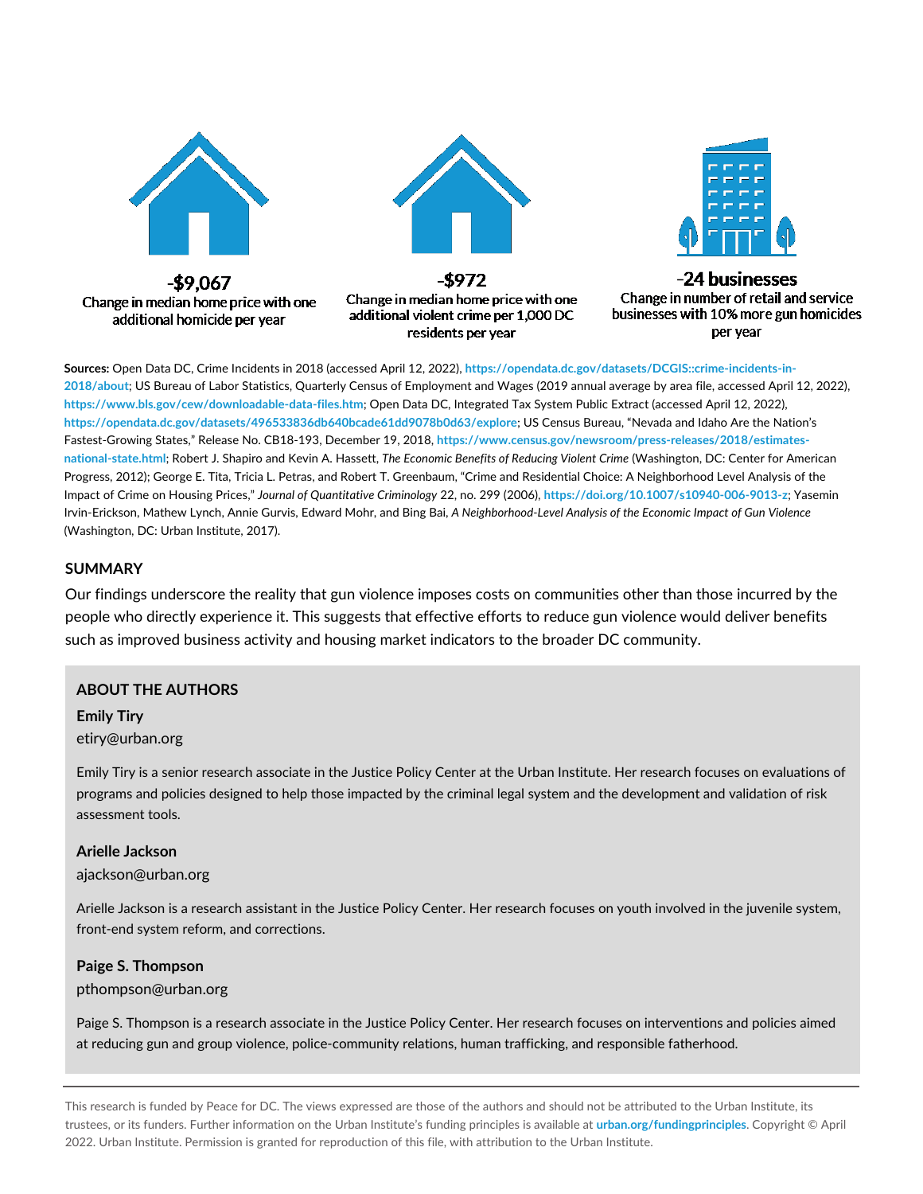-$9,067
Change in median home price with one additional homicide per year

-$972
Change in median home price with one additional violent crime per 1,000 DC residents per year

-24 businesses
Change in number of retail and service businesses with 10% more gun homicides per year

**Sources:** Open Data DC, Crime Incidents in 2018 (accessed April 12, 2022), **https://opendata.dc.gov/datasets/DCGIS::crime-incidents-in-2018/about**; US Bureau of Labor Statistics, Quarterly Census of Employment and Wages (2019 annual average by area file, accessed April 12, 2022), **https://www.bls.gov/cew/downloadable-data-files.htm**; Open Data DC, Integrated Tax System Public Extract (accessed April 12, 2022), **https://opendata.dc.gov/datasets/496533836db640bcade61dd9078b0d63/explore**; US Census Bureau, "Nevada and Idaho Are the Nation's Fastest-Growing States," Release No. CB18-193, December 19, 2018, **https://www.census.gov/newsroom/press-releases/2018/estimates-national-state.html**; Robert J. Shapiro and Kevin A. Hassett, *The Economic Benefits of Reducing Violent Crime* (Washington, DC: Center for American Progress, 2012); George E. Tita, Tricia L. Petras, and Robert T. Greenbaum, "Crime and Residential Choice: A Neighborhood Level Analysis of the Impact of Crime on Housing Prices," *Journal of Quantitative Criminology* 22, no. 299 (2006), **https://doi.org/10.1007/s10940-006-9013-z**; Yasemin Irvin-Erickson, Mathew Lynch, Annie Gurvis, Edward Mohr, and Bing Bai, *A Neighborhood-Level Analysis of the Economic Impact of Gun Violence* (Washington, DC: Urban Institute, 2017).

## SUMMARY

Our findings underscore the reality that gun violence imposes costs on communities other than those incurred by the people who directly experience it. This suggests that effective efforts to reduce gun violence would deliver benefits such as improved business activity and housing market indicators to the broader DC community.

## ABOUT THE AUTHORS

**Emily Tiry**
etiry@urban.org

Emily Tiry is a senior research associate in the Justice Policy Center at the Urban Institute. Her research focuses on evaluations of programs and policies designed to help those impacted by the criminal legal system and the development and validation of risk assessment tools.

**Arielle Jackson**
ajackson@urban.org

Arielle Jackson is a research assistant in the Justice Policy Center. Her research focuses on youth involved in the juvenile system, front-end system reform, and corrections.

**Paige S. Thompson**
pthompson@urban.org

Paige S. Thompson is a research associate in the Justice Policy Center. Her research focuses on interventions and policies aimed at reducing gun and group violence, police-community relations, human trafficking, and responsible fatherhood.

---

This research is funded by Peace for DC. The views expressed are those of the authors and should not be attributed to the Urban Institute, its trustees, or its funders. Further information on the Urban Institute's funding principles is available at **urban.org/fundingprinciples**. Copyright © April 2022. Urban Institute. Permission is granted for reproduction of this file, with attribution to the Urban Institute.